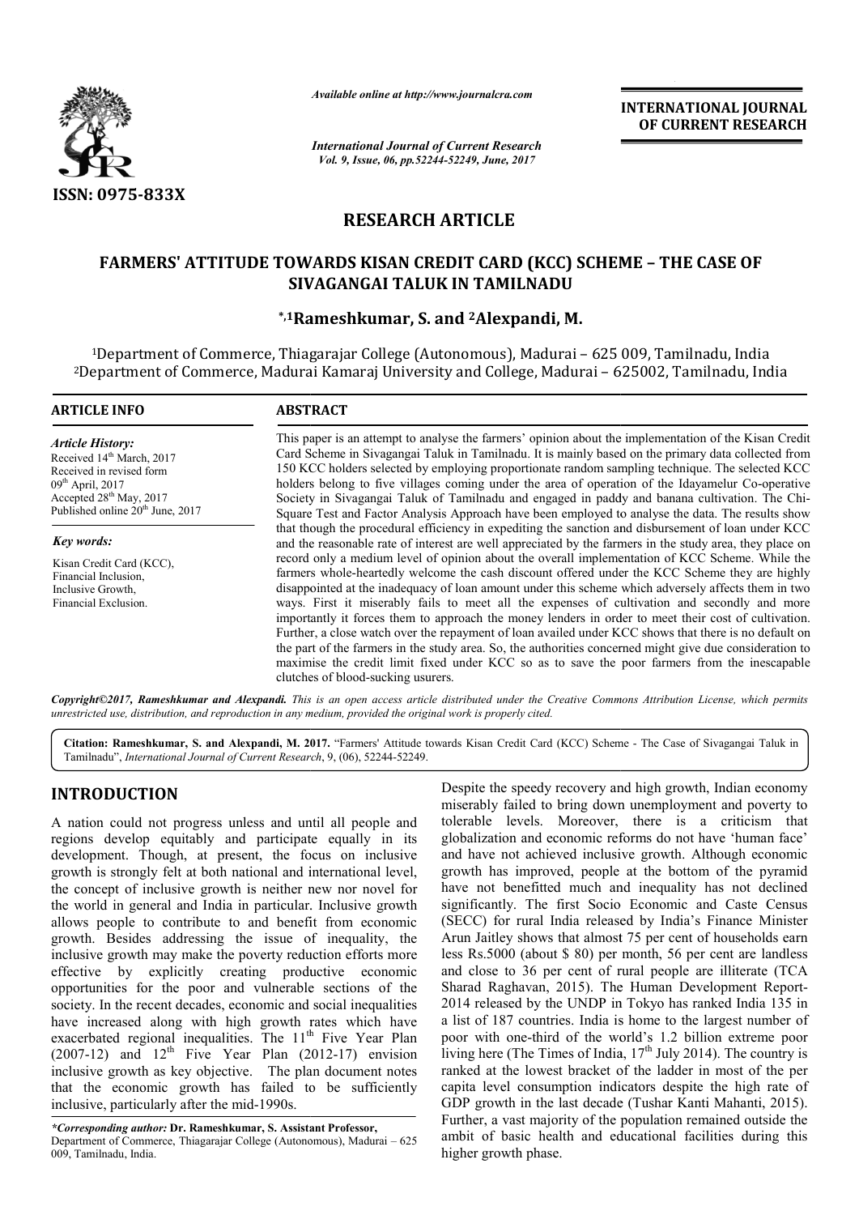# RESEARCH ARTICLE

## FARMERS' ATTITUDE TOWARDS KISAN CREDIT CARD (KCC) SCHEME – THE CASE OF SIVAGANGAI TALUK IN TAMILNADU

**\*,[1]Rameshkumar, S. and [2]Alexpandi, M.**

[1]Department of Commerce, Thiagarajar College (Autonomous), Madurai – 625 009, Tamilnadu, India
[2]Department of Commerce, Madurai Kamaraj University and College, Madurai – 625002, Tamilnadu, India

### ARTICLE INFO

*Article History:*
Received 14th March, 2017
Received in revised form
09th April, 2017
Accepted 28th May, 2017
Published online 20th June, 2017

*Key words:*
Kisan Credit Card (KCC),
Financial Inclusion,
Inclusive Growth,
Financial Exclusion.

### ABSTRACT

This paper is an attempt to analyse the farmers' opinion about the implementation of the Kisan Credit Card Scheme in Sivagangai Taluk in Tamilnadu. It is mainly based on the primary data collected from 150 KCC holders selected by employing proportionate random sampling technique. The selected KCC holders belong to five villages coming under the area of operation of the Idayamelur Co-operative Society in Sivagangai Taluk of Tamilnadu and engaged in paddy and banana cultivation. The Chi-Square Test and Factor Analysis Approach have been employed to analyse the data. The results show that though the procedural efficiency in expediting the sanction and disbursement of loan under KCC and the reasonable rate of interest are well appreciated by the farmers in the study area, they place on record only a medium level of opinion about the overall implementation of KCC Scheme. While the farmers whole-heartedly welcome the cash discount offered under the KCC Scheme they are highly disappointed at the inadequacy of loan amount under this scheme which adversely affects them in two ways. First it miserably fails to meet all the expenses of cultivation and secondly and more importantly it forces them to approach the money lenders in order to meet their cost of cultivation. Further, a close watch over the repayment of loan availed under KCC shows that there is no default on the part of the farmers in the study area. So, the authorities concerned might give due consideration to maximise the credit limit fixed under KCC so as to save the poor farmers from the inescapable clutches of blood-sucking usurers.

*Copyright©2017, Rameshkumar and Alexpandi. This is an open access article distributed under the Creative Commons Attribution License, which permits unrestricted use, distribution, and reproduction in any medium, provided the original work is properly cited.*

**Citation: Rameshkumar, S. and Alexpandi, M. 2017.** "Farmers' Attitude towards Kisan Credit Card (KCC) Scheme - The Case of Sivagangai Taluk in Tamilnadu", *International Journal of Current Research*, 9, (06), 52244-52249.

## INTRODUCTION

A nation could not progress unless and until all people and regions develop equitably and participate equally in its development. Though, at present, the focus on inclusive growth is strongly felt at both national and international level, the concept of inclusive growth is neither new nor novel for the world in general and India in particular. Inclusive growth allows people to contribute to and benefit from economic growth. Besides addressing the issue of inequality, the inclusive growth may make the poverty reduction efforts more effective by explicitly creating productive economic opportunities for the poor and vulnerable sections of the society. In the recent decades, economic and social inequalities have increased along with high growth rates which have exacerbated regional inequalities. The 11th Five Year Plan (2007-12) and 12th Five Year Plan (2012-17) envision inclusive growth as key objective. The plan document notes that the economic growth has failed to be sufficiently inclusive, particularly after the mid-1990s.

Despite the speedy recovery and high growth, Indian economy miserably failed to bring down unemployment and poverty to tolerable levels. Moreover, there is a criticism that globalization and economic reforms do not have 'human face' and have not achieved inclusive growth. Although economic growth has improved, people at the bottom of the pyramid have not benefitted much and inequality has not declined significantly. The first Socio Economic and Caste Census (SECC) for rural India released by India's Finance Minister Arun Jaitley shows that almost 75 per cent of households earn less Rs.5000 (about \$ 80) per month, 56 per cent are landless and close to 36 per cent of rural people are illiterate (TCA Sharad Raghavan, 2015). The Human Development Report-2014 released by the UNDP in Tokyo has ranked India 135 in a list of 187 countries. India is home to the largest number of poor with one-third of the world's 1.2 billion extreme poor living here (The Times of India, 17th July 2014). The country is ranked at the lowest bracket of the ladder in most of the per capita level consumption indicators despite the high rate of GDP growth in the last decade (Tushar Kanti Mahanti, 2015). Further, a vast majority of the population remained outside the ambit of basic health and educational facilities during this higher growth phase.

*\*Corresponding author:* **Dr. Rameshkumar, S. Assistant Professor,**
Department of Commerce, Thiagarajar College (Autonomous), Madurai – 625 009, Tamilnadu, India.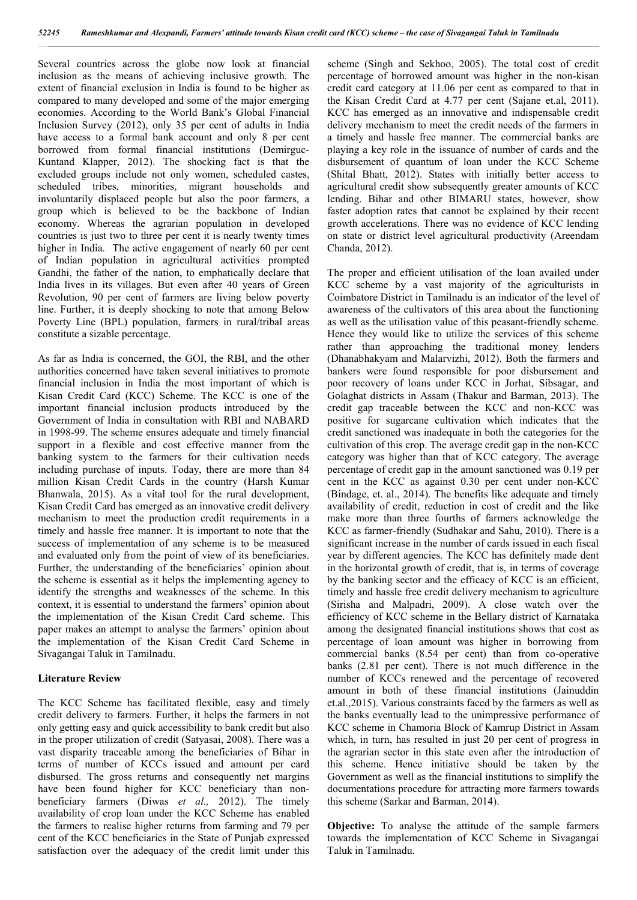Several countries across the globe now look at financial inclusion as the means of achieving inclusive growth. The extent of financial exclusion in India is found to be higher as compared to many developed and some of the major emerging economies. According to the World Bank's Global Financial Inclusion Survey (2012), only 35 per cent of adults in India have access to a formal bank account and only 8 per cent borrowed from formal financial institutions (Demirguc-Kuntand Klapper, 2012). The shocking fact is that the excluded groups include not only women, scheduled castes, scheduled tribes, minorities, migrant households and involuntarily displaced people but also the poor farmers, a group which is believed to be the backbone of Indian economy. Whereas the agrarian population in developed countries is just two to three per cent it is nearly twenty times higher in India. The active engagement of nearly 60 per cent of Indian population in agricultural activities prompted Gandhi, the father of the nation, to emphatically declare that India lives in its villages. But even after 40 years of Green Revolution, 90 per cent of farmers are living below poverty line. Further, it is deeply shocking to note that among Below Poverty Line (BPL) population, farmers in rural/tribal areas constitute a sizable percentage.

As far as India is concerned, the GOI, the RBI, and the other authorities concerned have taken several initiatives to promote financial inclusion in India the most important of which is Kisan Credit Card (KCC) Scheme. The KCC is one of the important financial inclusion products introduced by the Government of India in consultation with RBI and NABARD in 1998-99. The scheme ensures adequate and timely financial support in a flexible and cost effective manner from the banking system to the farmers for their cultivation needs including purchase of inputs. Today, there are more than 84 million Kisan Credit Cards in the country (Harsh Kumar Bhanwala, 2015). As a vital tool for the rural development, Kisan Credit Card has emerged as an innovative credit delivery mechanism to meet the production credit requirements in a timely and hassle free manner. It is important to note that the success of implementation of any scheme is to be measured and evaluated only from the point of view of its beneficiaries. Further, the understanding of the beneficiaries' opinion about the scheme is essential as it helps the implementing agency to identify the strengths and weaknesses of the scheme. In this context, it is essential to understand the farmers' opinion about the implementation of the Kisan Credit Card scheme. This paper makes an attempt to analyse the farmers' opinion about the implementation of the Kisan Credit Card Scheme in Sivagangai Taluk in Tamilnadu.

## Literature Review

The KCC Scheme has facilitated flexible, easy and timely credit delivery to farmers. Further, it helps the farmers in not only getting easy and quick accessibility to bank credit but also in the proper utilization of credit (Satyasai, 2008). There was a vast disparity traceable among the beneficiaries of Bihar in terms of number of KCCs issued and amount per card disbursed. The gross returns and consequently net margins have been found higher for KCC beneficiary than non-beneficiary farmers (Diwas *et al.,* 2012). The timely availability of crop loan under the KCC Scheme has enabled the farmers to realise higher returns from farming and 79 per cent of the KCC beneficiaries in the State of Punjab expressed satisfaction over the adequacy of the credit limit under this scheme (Singh and Sekhoo, 2005). The total cost of credit percentage of borrowed amount was higher in the non-kisan credit card category at 11.06 per cent as compared to that in the Kisan Credit Card at 4.77 per cent (Sajane et.al, 2011). KCC has emerged as an innovative and indispensable credit delivery mechanism to meet the credit needs of the farmers in a timely and hassle free manner. The commercial banks are playing a key role in the issuance of number of cards and the disbursement of quantum of loan under the KCC Scheme (Shital Bhatt, 2012). States with initially better access to agricultural credit show subsequently greater amounts of KCC lending. Bihar and other BIMARU states, however, show faster adoption rates that cannot be explained by their recent growth accelerations. There was no evidence of KCC lending on state or district level agricultural productivity (Areendam Chanda, 2012).

The proper and efficient utilisation of the loan availed under KCC scheme by a vast majority of the agriculturists in Coimbatore District in Tamilnadu is an indicator of the level of awareness of the cultivators of this area about the functioning as well as the utilisation value of this peasant-friendly scheme. Hence they would like to utilize the services of this scheme rather than approaching the traditional money lenders (Dhanabhakyam and Malarvizhi, 2012). Both the farmers and bankers were found responsible for poor disbursement and poor recovery of loans under KCC in Jorhat, Sibsagar, and Golaghat districts in Assam (Thakur and Barman, 2013). The credit gap traceable between the KCC and non-KCC was positive for sugarcane cultivation which indicates that the credit sanctioned was inadequate in both the categories for the cultivation of this crop. The average credit gap in the non-KCC category was higher than that of KCC category. The average percentage of credit gap in the amount sanctioned was 0.19 per cent in the KCC as against 0.30 per cent under non-KCC (Bindage, et. al., 2014). The benefits like adequate and timely availability of credit, reduction in cost of credit and the like make more than three fourths of farmers acknowledge the KCC as farmer-friendly (Sudhakar and Sahu, 2010). There is a significant increase in the number of cards issued in each fiscal year by different agencies. The KCC has definitely made dent in the horizontal growth of credit, that is, in terms of coverage by the banking sector and the efficacy of KCC is an efficient, timely and hassle free credit delivery mechanism to agriculture (Sirisha and Malpadri, 2009). A close watch over the efficiency of KCC scheme in the Bellary district of Karnataka among the designated financial institutions shows that cost as percentage of loan amount was higher in borrowing from commercial banks (8.54 per cent) than from co-operative banks (2.81 per cent). There is not much difference in the number of KCCs renewed and the percentage of recovered amount in both of these financial institutions (Jainuddin et.al.,2015). Various constraints faced by the farmers as well as the banks eventually lead to the unimpressive performance of KCC scheme in Chamoria Block of Kamrup District in Assam which, in turn, has resulted in just 20 per cent of progress in the agrarian sector in this state even after the introduction of this scheme. Hence initiative should be taken by the Government as well as the financial institutions to simplify the documentations procedure for attracting more farmers towards this scheme (Sarkar and Barman, 2014).

**Objective:** To analyse the attitude of the sample farmers towards the implementation of KCC Scheme in Sivagangai Taluk in Tamilnadu.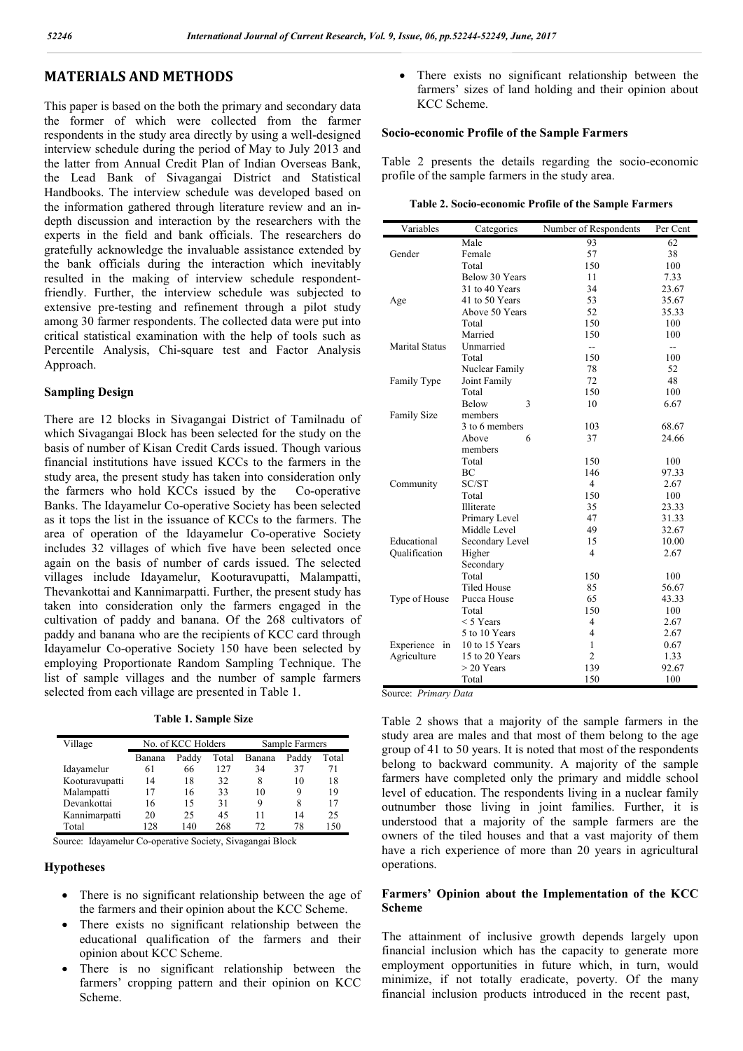## MATERIALS AND METHODS

This paper is based on the both the primary and secondary data the former of which were collected from the farmer respondents in the study area directly by using a well-designed interview schedule during the period of May to July 2013 and the latter from Annual Credit Plan of Indian Overseas Bank, the Lead Bank of Sivagangai District and Statistical Handbooks. The interview schedule was developed based on the information gathered through literature review and an in-depth discussion and interaction by the researchers with the experts in the field and bank officials. The researchers do gratefully acknowledge the invaluable assistance extended by the bank officials during the interaction which inevitably resulted in the making of interview schedule respondent-friendly. Further, the interview schedule was subjected to extensive pre-testing and refinement through a pilot study among 30 farmer respondents. The collected data were put into critical statistical examination with the help of tools such as Percentile Analysis, Chi-square test and Factor Analysis Approach.

### Sampling Design

There are 12 blocks in Sivagangai District of Tamilnadu of which Sivagangai Block has been selected for the study on the basis of number of Kisan Credit Cards issued. Though various financial institutions have issued KCCs to the farmers in the study area, the present study has taken into consideration only the farmers who hold KCCs issued by the Co-operative Banks. The Idayamelur Co-operative Society has been selected as it tops the list in the issuance of KCCs to the farmers. The area of operation of the Idayamelur Co-operative Society includes 32 villages of which five have been selected once again on the basis of number of cards issued. The selected villages include Idayamelur, Kooturavupatti, Malampatti, Thevankottai and Kannimarpatti. Further, the present study has taken into consideration only the farmers engaged in the cultivation of paddy and banana. Of the 268 cultivators of paddy and banana who are the recipients of KCC card through Idayamelur Co-operative Society 150 have been selected by employing Proportionate Random Sampling Technique. The list of sample villages and the number of sample farmers selected from each village are presented in Table 1.

**Table 1. Sample Size**

| Village | No. of KCC Holders | | | Sample Farmers | | |
|---|---|---|---|---|---|---|
| | Banana | Paddy | Total | Banana | Paddy | Total |
| Idayamelur | 61 | 66 | 127 | 34 | 37 | 71 |
| Kooturavupatti | 14 | 18 | 32 | 8 | 10 | 18 |
| Malampatti | 17 | 16 | 33 | 10 | 9 | 19 |
| Devankottai | 16 | 15 | 31 | 9 | 8 | 17 |
| Kannimarpatti | 20 | 25 | 45 | 11 | 14 | 25 |
| Total | 128 | 140 | 268 | 72 | 78 | 150 |

Source: Idayamelur Co-operative Society, Sivagangai Block

### Hypotheses

- There is no significant relationship between the age of the farmers and their opinion about the KCC Scheme.
- There exists no significant relationship between the educational qualification of the farmers and their opinion about KCC Scheme.
- There is no significant relationship between the farmers' cropping pattern and their opinion on KCC Scheme.
- There exists no significant relationship between the farmers' sizes of land holding and their opinion about KCC Scheme.

### Socio-economic Profile of the Sample Farmers

Table 2 presents the details regarding the socio-economic profile of the sample farmers in the study area.

**Table 2. Socio-economic Profile of the Sample Farmers**

| Variables | Categories | Number of Respondents | Per Cent |
|---|---|---|---|
| Gender | Male | 93 | 62 |
| | Female | 57 | 38 |
| | Total | 150 | 100 |
| Age | Below 30 Years | 11 | 7.33 |
| | 31 to 40 Years | 34 | 23.67 |
| | 41 to 50 Years | 53 | 35.67 |
| | Above 50 Years | 52 | 35.33 |
| | Total | 150 | 100 |
| Marital Status | Married | 150 | 100 |
| | Unmarried | -- | -- |
| | Total | 150 | 100 |
| Family Type | Nuclear Family | 78 | 52 |
| | Joint Family | 72 | 48 |
| | Total | 150 | 100 |
| Family Size | Below 3 members | 10 | 6.67 |
| | 3 to 6 members | 103 | 68.67 |
| | Above 6 members | 37 | 24.66 |
| | Total | 150 | 100 |
| Community | BC | 146 | 97.33 |
| | SC/ST | 4 | 2.67 |
| | Total | 150 | 100 |
| Educational Qualification | Illiterate | 35 | 23.33 |
| | Primary Level | 47 | 31.33 |
| | Middle Level | 49 | 32.67 |
| | Secondary Level | 15 | 10.00 |
| | Higher Secondary | 4 | 2.67 |
| | Total | 150 | 100 |
| Type of House | Tiled House | 85 | 56.67 |
| | Pucca House | 65 | 43.33 |
| | Total | 150 | 100 |
| Experience in Agriculture | < 5 Years | 4 | 2.67 |
| | 5 to 10 Years | 4 | 2.67 |
| | 10 to 15 Years | 1 | 0.67 |
| | 15 to 20 Years | 2 | 1.33 |
| | > 20 Years | 139 | 92.67 |
| | Total | 150 | 100 |

Source: *Primary Data*

Table 2 shows that a majority of the sample farmers in the study area are males and that most of them belong to the age group of 41 to 50 years. It is noted that most of the respondents belong to backward community. A majority of the sample farmers have completed only the primary and middle school level of education. The respondents living in a nuclear family outnumber those living in joint families. Further, it is understood that a majority of the sample farmers are the owners of the tiled houses and that a vast majority of them have a rich experience of more than 20 years in agricultural operations.

### Farmers' Opinion about the Implementation of the KCC Scheme

The attainment of inclusive growth depends largely upon financial inclusion which has the capacity to generate more employment opportunities in future which, in turn, would minimize, if not totally eradicate, poverty. Of the many financial inclusion products introduced in the recent past,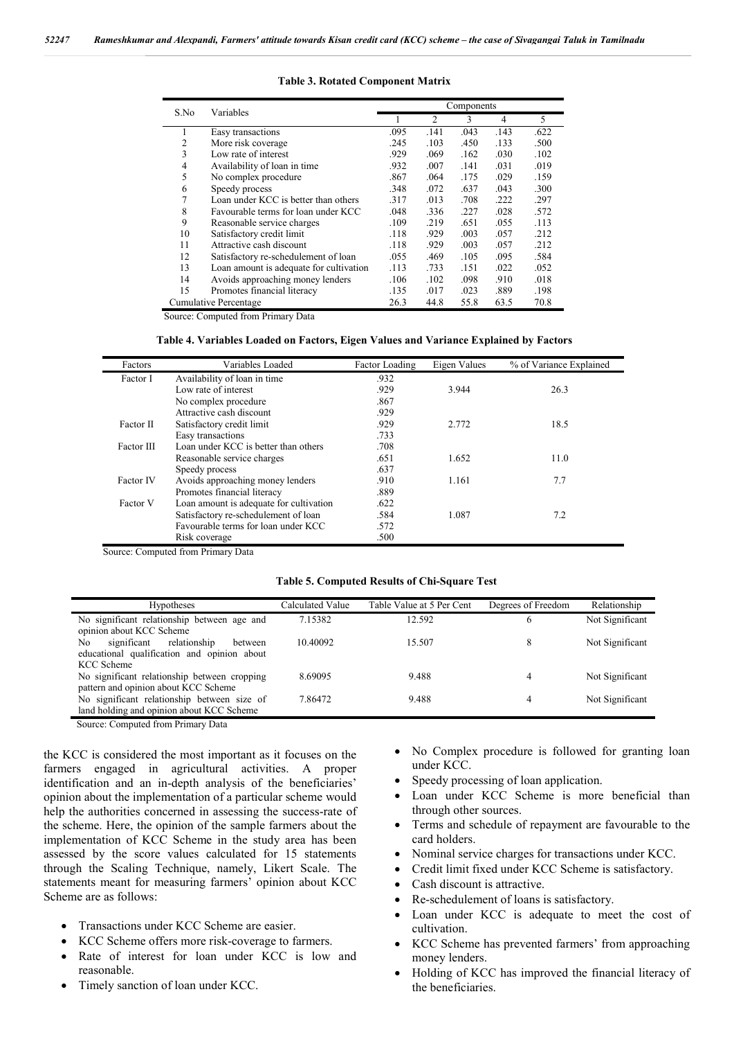**Table 3. Rotated Component Matrix**

| S.No | Variables | Components | | | | |
|---|---|---|---|---|---|---|
| | | 1 | 2 | 3 | 4 | 5 |
| 1 | Easy transactions | .095 | .141 | .043 | .143 | .622 |
| 2 | More risk coverage | .245 | .103 | .450 | .133 | .500 |
| 3 | Low rate of interest | .929 | .069 | .162 | .030 | .102 |
| 4 | Availability of loan in time | .932 | .007 | .141 | .031 | .019 |
| 5 | No complex procedure | .867 | .064 | .175 | .029 | .159 |
| 6 | Speedy process | .348 | .072 | .637 | .043 | .300 |
| 7 | Loan under KCC is better than others | .317 | .013 | .708 | .222 | .297 |
| 8 | Favourable terms for loan under KCC | .048 | .336 | .227 | .028 | .572 |
| 9 | Reasonable service charges | .109 | .219 | .651 | .055 | .113 |
| 10 | Satisfactory credit limit | .118 | .929 | .003 | .057 | .212 |
| 11 | Attractive cash discount | .118 | .929 | .003 | .057 | .212 |
| 12 | Satisfactory re-schedulement of loan | .055 | .469 | .105 | .095 | .584 |
| 13 | Loan amount is adequate for cultivation | .113 | .733 | .151 | .022 | .052 |
| 14 | Avoids approaching money lenders | .106 | .102 | .098 | .910 | .018 |
| 15 | Promotes financial literacy | .135 | .017 | .023 | .889 | .198 |
| Cumulative Percentage | | 26.3 | 44.8 | 55.8 | 63.5 | 70.8 |

Source: Computed from Primary Data

**Table 4. Variables Loaded on Factors, Eigen Values and Variance Explained by Factors**

| Factors | Variables Loaded | Factor Loading | Eigen Values | % of Variance Explained |
|---|---|---|---|---|
| Factor I | Availability of loan in time | .932 | | |
| | Low rate of interest | .929 | 3.944 | 26.3 |
| | No complex procedure | .867 | | |
| | Attractive cash discount | .929 | | |
| Factor II | Satisfactory credit limit | .929 | 2.772 | 18.5 |
| | Easy transactions | .733 | | |
| Factor III | Loan under KCC is better than others | .708 | | |
| | Reasonable service charges | .651 | 1.652 | 11.0 |
| | Speedy process | .637 | | |
| Factor IV | Avoids approaching money lenders | .910 | 1.161 | 7.7 |
| | Promotes financial literacy | .889 | | |
| Factor V | Loan amount is adequate for cultivation | .622 | | |
| | Satisfactory re-schedulement of loan | .584 | 1.087 | 7.2 |
| | Favourable terms for loan under KCC | .572 | | |
| | Risk coverage | .500 | | |

Source: Computed from Primary Data

**Table 5. Computed Results of Chi-Square Test**

| Hypotheses | Calculated Value | Table Value at 5 Per Cent | Degrees of Freedom | Relationship |
|---|---|---|---|---|
| No significant relationship between age and opinion about KCC Scheme | 7.15382 | 12.592 | 6 | Not Significant |
| No significant relationship between educational qualification and opinion about KCC Scheme | 10.40092 | 15.507 | 8 | Not Significant |
| No significant relationship between cropping pattern and opinion about KCC Scheme | 8.69095 | 9.488 | 4 | Not Significant |
| No significant relationship between size of land holding and opinion about KCC Scheme | 7.86472 | 9.488 | 4 | Not Significant |

Source: Computed from Primary Data

the KCC is considered the most important as it focuses on the farmers engaged in agricultural activities. A proper identification and an in-depth analysis of the beneficiaries' opinion about the implementation of a particular scheme would help the authorities concerned in assessing the success-rate of the scheme. Here, the opinion of the sample farmers about the implementation of KCC Scheme in the study area has been assessed by the score values calculated for 15 statements through the Scaling Technique, namely, Likert Scale. The statements meant for measuring farmers' opinion about KCC Scheme are as follows:

- Transactions under KCC Scheme are easier.
- KCC Scheme offers more risk-coverage to farmers.
- Rate of interest for loan under KCC is low and reasonable.
- Timely sanction of loan under KCC.
- No Complex procedure is followed for granting loan under KCC.
- Speedy processing of loan application.
- Loan under KCC Scheme is more beneficial than through other sources.
- Terms and schedule of repayment are favourable to the card holders.
- Nominal service charges for transactions under KCC.
- Credit limit fixed under KCC Scheme is satisfactory.
- Cash discount is attractive.
- Re-schedulement of loans is satisfactory.
- Loan under KCC is adequate to meet the cost of cultivation.
- KCC Scheme has prevented farmers' from approaching money lenders.
- Holding of KCC has improved the financial literacy of the beneficiaries.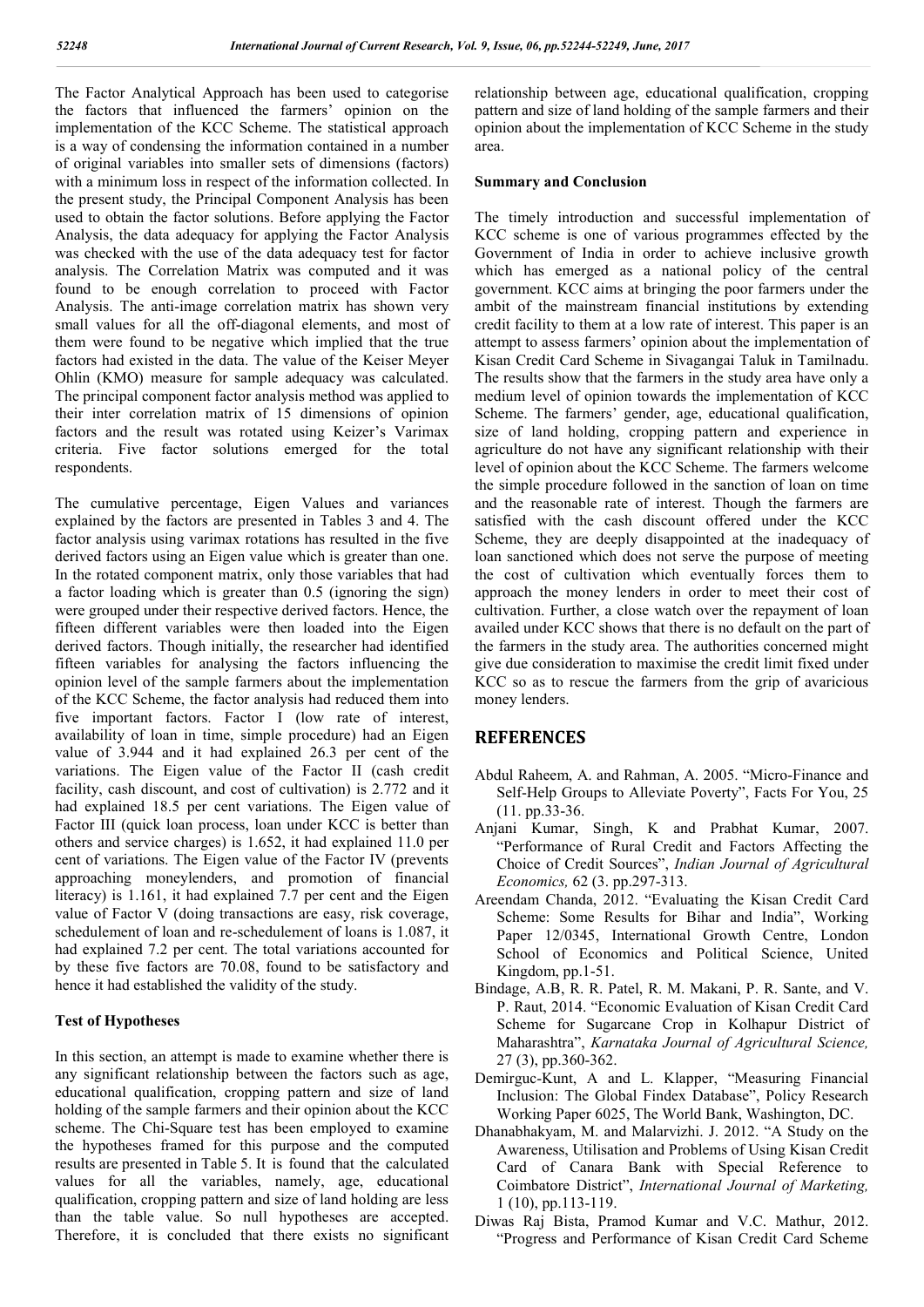The Factor Analytical Approach has been used to categorise the factors that influenced the farmers' opinion on the implementation of the KCC Scheme. The statistical approach is a way of condensing the information contained in a number of original variables into smaller sets of dimensions (factors) with a minimum loss in respect of the information collected. In the present study, the Principal Component Analysis has been used to obtain the factor solutions. Before applying the Factor Analysis, the data adequacy for applying the Factor Analysis was checked with the use of the data adequacy test for factor analysis. The Correlation Matrix was computed and it was found to be enough correlation to proceed with Factor Analysis. The anti-image correlation matrix has shown very small values for all the off-diagonal elements, and most of them were found to be negative which implied that the true factors had existed in the data. The value of the Keiser Meyer Ohlin (KMO) measure for sample adequacy was calculated. The principal component factor analysis method was applied to their inter correlation matrix of 15 dimensions of opinion factors and the result was rotated using Keizer's Varimax criteria. Five factor solutions emerged for the total respondents.

The cumulative percentage, Eigen Values and variances explained by the factors are presented in Tables 3 and 4. The factor analysis using varimax rotations has resulted in the five derived factors using an Eigen value which is greater than one. In the rotated component matrix, only those variables that had a factor loading which is greater than 0.5 (ignoring the sign) were grouped under their respective derived factors. Hence, the fifteen different variables were then loaded into the Eigen derived factors. Though initially, the researcher had identified fifteen variables for analysing the factors influencing the opinion level of the sample farmers about the implementation of the KCC Scheme, the factor analysis had reduced them into five important factors. Factor I (low rate of interest, availability of loan in time, simple procedure) had an Eigen value of 3.944 and it had explained 26.3 per cent of the variations. The Eigen value of the Factor II (cash credit facility, cash discount, and cost of cultivation) is 2.772 and it had explained 18.5 per cent variations. The Eigen value of Factor III (quick loan process, loan under KCC is better than others and service charges) is 1.652, it had explained 11.0 per cent of variations. The Eigen value of the Factor IV (prevents approaching moneylenders, and promotion of financial literacy) is 1.161, it had explained 7.7 per cent and the Eigen value of Factor V (doing transactions are easy, risk coverage, schedulement of loan and re-schedulement of loans is 1.087, it had explained 7.2 per cent. The total variations accounted for by these five factors are 70.08, found to be satisfactory and hence it had established the validity of the study.

### Test of Hypotheses

In this section, an attempt is made to examine whether there is any significant relationship between the factors such as age, educational qualification, cropping pattern and size of land holding of the sample farmers and their opinion about the KCC scheme. The Chi-Square test has been employed to examine the hypotheses framed for this purpose and the computed results are presented in Table 5. It is found that the calculated values for all the variables, namely, age, educational qualification, cropping pattern and size of land holding are less than the table value. So null hypotheses are accepted. Therefore, it is concluded that there exists no significant relationship between age, educational qualification, cropping pattern and size of land holding of the sample farmers and their opinion about the implementation of KCC Scheme in the study area.

### Summary and Conclusion

The timely introduction and successful implementation of KCC scheme is one of various programmes effected by the Government of India in order to achieve inclusive growth which has emerged as a national policy of the central government. KCC aims at bringing the poor farmers under the ambit of the mainstream financial institutions by extending credit facility to them at a low rate of interest. This paper is an attempt to assess farmers' opinion about the implementation of Kisan Credit Card Scheme in Sivagangai Taluk in Tamilnadu. The results show that the farmers in the study area have only a medium level of opinion towards the implementation of KCC Scheme. The farmers' gender, age, educational qualification, size of land holding, cropping pattern and experience in agriculture do not have any significant relationship with their level of opinion about the KCC Scheme. The farmers welcome the simple procedure followed in the sanction of loan on time and the reasonable rate of interest. Though the farmers are satisfied with the cash discount offered under the KCC Scheme, they are deeply disappointed at the inadequacy of loan sanctioned which does not serve the purpose of meeting the cost of cultivation which eventually forces them to approach the money lenders in order to meet their cost of cultivation. Further, a close watch over the repayment of loan availed under KCC shows that there is no default on the part of the farmers in the study area. The authorities concerned might give due consideration to maximise the credit limit fixed under KCC so as to rescue the farmers from the grip of avaricious money lenders.

## REFERENCES

Abdul Raheem, A. and Rahman, A. 2005. "Micro-Finance and Self-Help Groups to Alleviate Poverty", Facts For You, 25 (11. pp.33-36.

Anjani Kumar, Singh, K and Prabhat Kumar, 2007. "Performance of Rural Credit and Factors Affecting the Choice of Credit Sources", *Indian Journal of Agricultural Economics,* 62 (3. pp.297-313.

Areendam Chanda, 2012. "Evaluating the Kisan Credit Card Scheme: Some Results for Bihar and India", Working Paper 12/0345, International Growth Centre, London School of Economics and Political Science, United Kingdom, pp.1-51.

Bindage, A.B, R. R. Patel, R. M. Makani, P. R. Sante, and V. P. Raut, 2014. "Economic Evaluation of Kisan Credit Card Scheme for Sugarcane Crop in Kolhapur District of Maharashtra", *Karnataka Journal of Agricultural Science,* 27 (3), pp.360-362.

Demirguc-Kunt, A and L. Klapper, "Measuring Financial Inclusion: The Global Findex Database", Policy Research Working Paper 6025, The World Bank, Washington, DC.

Dhanabhakyam, M. and Malarvizhi. J. 2012. "A Study on the Awareness, Utilisation and Problems of Using Kisan Credit Card of Canara Bank with Special Reference to Coimbatore District", *International Journal of Marketing,* 1 (10), pp.113-119.

Diwas Raj Bista, Pramod Kumar and V.C. Mathur, 2012. "Progress and Performance of Kisan Credit Card Scheme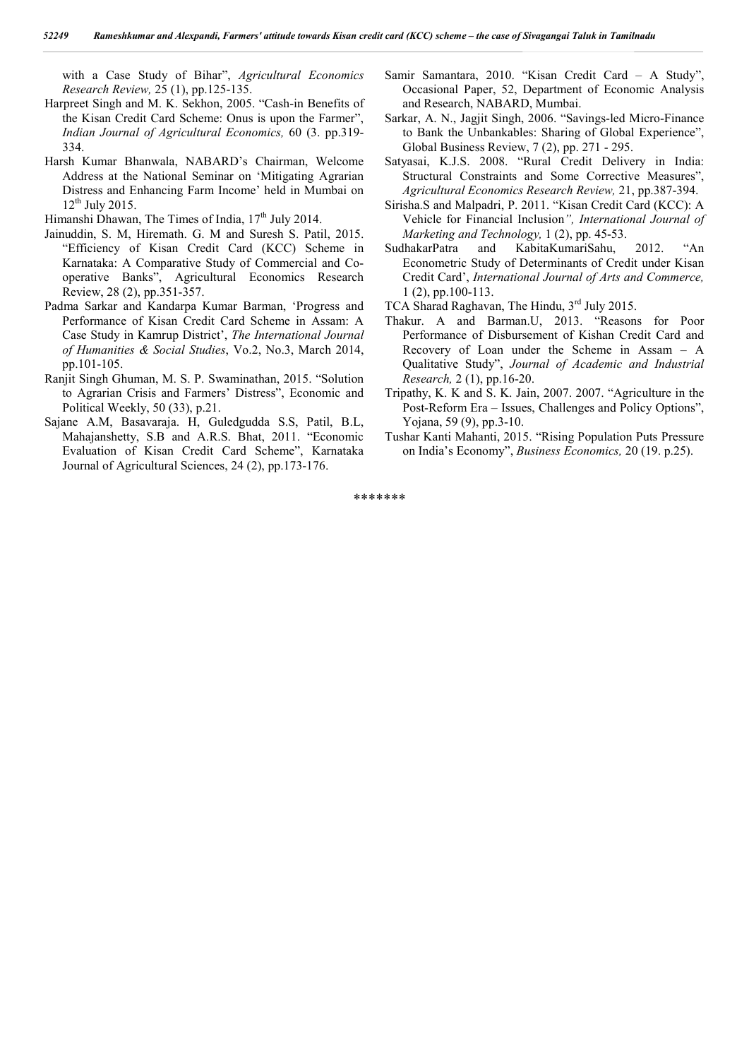with a Case Study of Bihar", *Agricultural Economics Research Review,* 25 (1), pp.125-135.

Harpreet Singh and M. K. Sekhon, 2005. "Cash-in Benefits of the Kisan Credit Card Scheme: Onus is upon the Farmer", *Indian Journal of Agricultural Economics,* 60 (3. pp.319-334.

Harsh Kumar Bhanwala, NABARD's Chairman, Welcome Address at the National Seminar on 'Mitigating Agrarian Distress and Enhancing Farm Income' held in Mumbai on 12th July 2015.

Himanshi Dhawan, The Times of India, 17th July 2014.

Jainuddin, S. M, Hiremath. G. M and Suresh S. Patil, 2015. "Efficiency of Kisan Credit Card (KCC) Scheme in Karnataka: A Comparative Study of Commercial and Co-operative Banks", Agricultural Economics Research Review, 28 (2), pp.351-357.

Padma Sarkar and Kandarpa Kumar Barman, 'Progress and Performance of Kisan Credit Card Scheme in Assam: A Case Study in Kamrup District', *The International Journal of Humanities & Social Studies*, Vo.2, No.3, March 2014, pp.101-105.

Ranjit Singh Ghuman, M. S. P. Swaminathan, 2015. "Solution to Agrarian Crisis and Farmers' Distress", Economic and Political Weekly, 50 (33), p.21.

Sajane A.M, Basavaraja. H, Guledgudda S.S, Patil, B.L, Mahajanshetty, S.B and A.R.S. Bhat, 2011. "Economic Evaluation of Kisan Credit Card Scheme", Karnataka Journal of Agricultural Sciences, 24 (2), pp.173-176.

Samir Samantara, 2010. "Kisan Credit Card – A Study", Occasional Paper, 52, Department of Economic Analysis and Research, NABARD, Mumbai.

Sarkar, A. N., Jagjit Singh, 2006. "Savings-led Micro-Finance to Bank the Unbankables: Sharing of Global Experience", Global Business Review, 7 (2), pp. 271 - 295.

Satyasai, K.J.S. 2008. "Rural Credit Delivery in India: Structural Constraints and Some Corrective Measures", *Agricultural Economics Research Review,* 21, pp.387-394.

Sirisha.S and Malpadri, P. 2011. "Kisan Credit Card (KCC): A Vehicle for Financial Inclusion*", International Journal of Marketing and Technology,* 1 (2), pp. 45-53.

SudhakarPatra and KabitaKumariSahu, 2012. "An Econometric Study of Determinants of Credit under Kisan Credit Card', *International Journal of Arts and Commerce,* 1 (2), pp.100-113.

TCA Sharad Raghavan, The Hindu, 3rd July 2015.

Thakur. A and Barman.U, 2013. "Reasons for Poor Performance of Disbursement of Kishan Credit Card and Recovery of Loan under the Scheme in Assam – A Qualitative Study", *Journal of Academic and Industrial Research,* 2 (1), pp.16-20.

Tripathy, K. K and S. K. Jain, 2007. 2007. "Agriculture in the Post-Reform Era – Issues, Challenges and Policy Options", Yojana, 59 (9), pp.3-10.

Tushar Kanti Mahanti, 2015. "Rising Population Puts Pressure on India's Economy", *Business Economics,* 20 (19. p.25).

*******